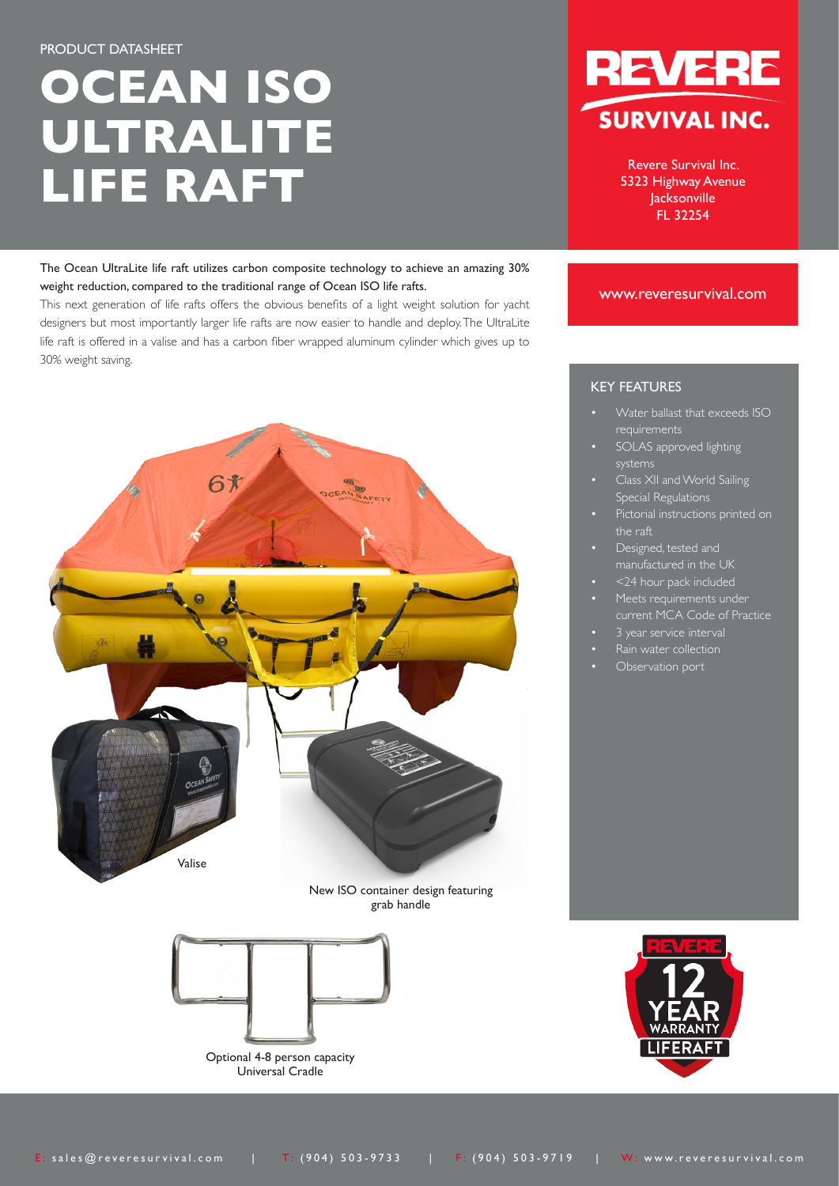PRODUCT DATASHEET

# OCEAN ISO ULTRALITE LIFE RAFT

**REVERE SURVIVAL INC.**

Revere Survival Inc.
5323 Highway Avenue
Jacksonville
FL 32254

www.reveresurvival.com

The Ocean UltraLite life raft utilizes carbon composite technology to achieve an amazing 30% weight reduction, compared to the traditional range of Ocean ISO life rafts.

This next generation of life rafts offers the obvious benefits of a light weight solution for yacht designers but most importantly larger life rafts are now easier to handle and deploy. The UltraLite life raft is offered in a valise and has a carbon fiber wrapped aluminum cylinder which gives up to 30% weight saving.

Valise

New ISO container design featuring grab handle

Optional 4-8 person capacity Universal Cradle

## KEY FEATURES

- Water ballast that exceeds ISO requirements
- SOLAS approved lighting systems
- Class XII and World Sailing Special Regulations
- Pictorial instructions printed on the raft
- Designed, tested and manufactured in the UK
- <24 hour pack included
- Meets requirements under current MCA Code of Practice
- 3 year service interval
- Rain water collection
- Observation port

REVERE 12 YEAR WARRANTY LIFERAFT

E: sales@reveresurvival.com | T: (904) 503-9733 | F: (904) 503-9719 | W: www.reveresurvival.com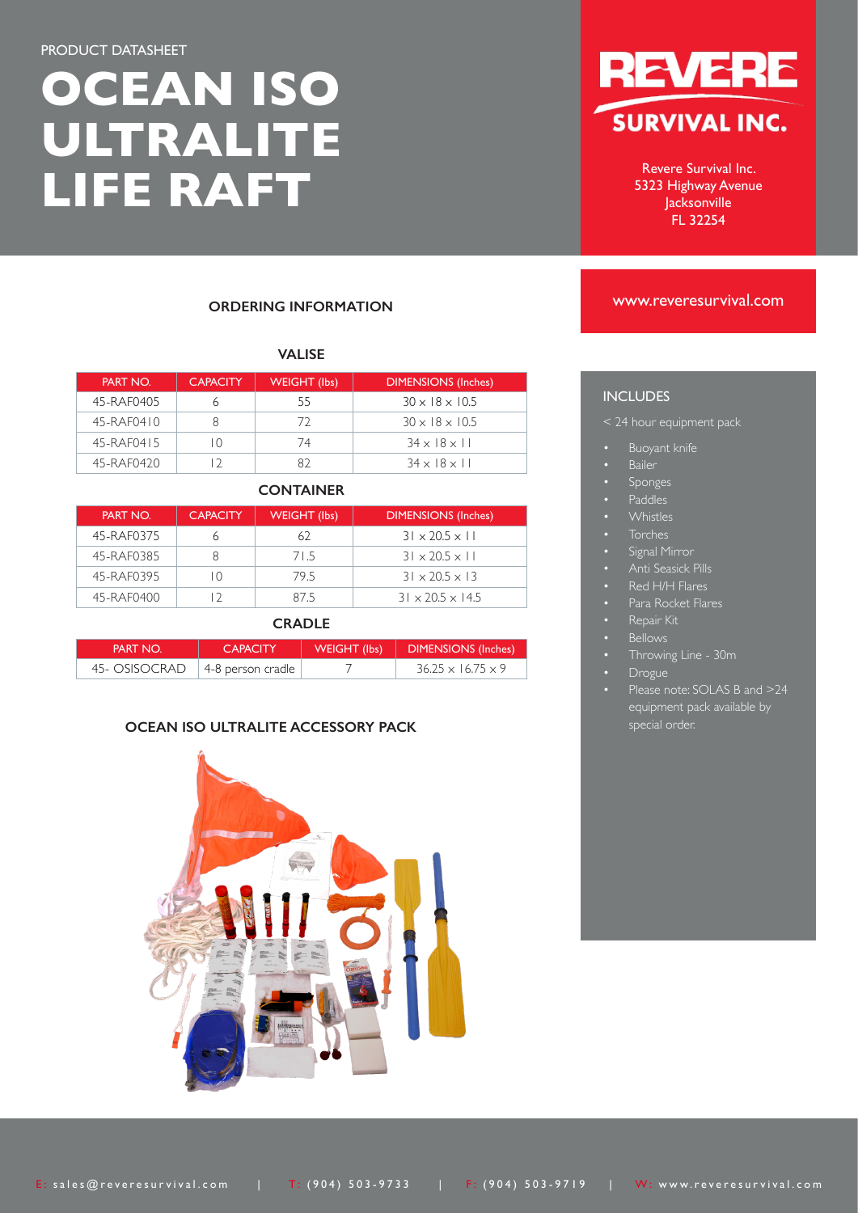PRODUCT DATASHEET

# OCEAN ISO ULTRALITE LIFE RAFT

REVERE SURVIVAL INC.

Revere Survival Inc.
5323 Highway Avenue
Jacksonville
FL 32254

www.reveresurvival.com

## ORDERING INFORMATION

### VALISE

| PART NO. | CAPACITY | WEIGHT (lbs) | DIMENSIONS (Inches) |
|---|---|---|---|
| 45-RAF0405 | 6 | 55 | 30 x 18 x 10.5 |
| 45-RAF0410 | 8 | 72 | 30 x 18 x 10.5 |
| 45-RAF0415 | 10 | 74 | 34 x 18 x 11 |
| 45-RAF0420 | 12 | 82 | 34 x 18 x 11 |

### CONTAINER

| PART NO. | CAPACITY | WEIGHT (lbs) | DIMENSIONS (Inches) |
|---|---|---|---|
| 45-RAF0375 | 6 | 62 | 31 x 20.5 x 11 |
| 45-RAF0385 | 8 | 71.5 | 31 x 20.5 x 11 |
| 45-RAF0395 | 10 | 79.5 | 31 x 20.5 x 13 |
| 45-RAF0400 | 12 | 87.5 | 31 x 20.5 x 14.5 |

### CRADLE

| PART NO. | CAPACITY | WEIGHT (lbs) | DIMENSIONS (Inches) |
|---|---|---|---|
| 45- OSISOCRAD | 4-8 person cradle | 7 | 36.25 x 16.75 x 9 |

### OCEAN ISO ULTRALITE ACCESSORY PACK

## INCLUDES

< 24 hour equipment pack

- Buoyant knife
- Bailer
- Sponges
- Paddles
- Whistles
- Torches
- Signal Mirror
- Anti Seasick Pills
- Red H/H Flares
- Para Rocket Flares
- Repair Kit
- Bellows
- Throwing Line - 30m
- Drogue
- Please note: SOLAS B and >24 equipment pack available by special order.

E: sales@reveresurvival.com | T: (904) 503-9733 | F: (904) 503-9719 | W: www.reveresurvival.com